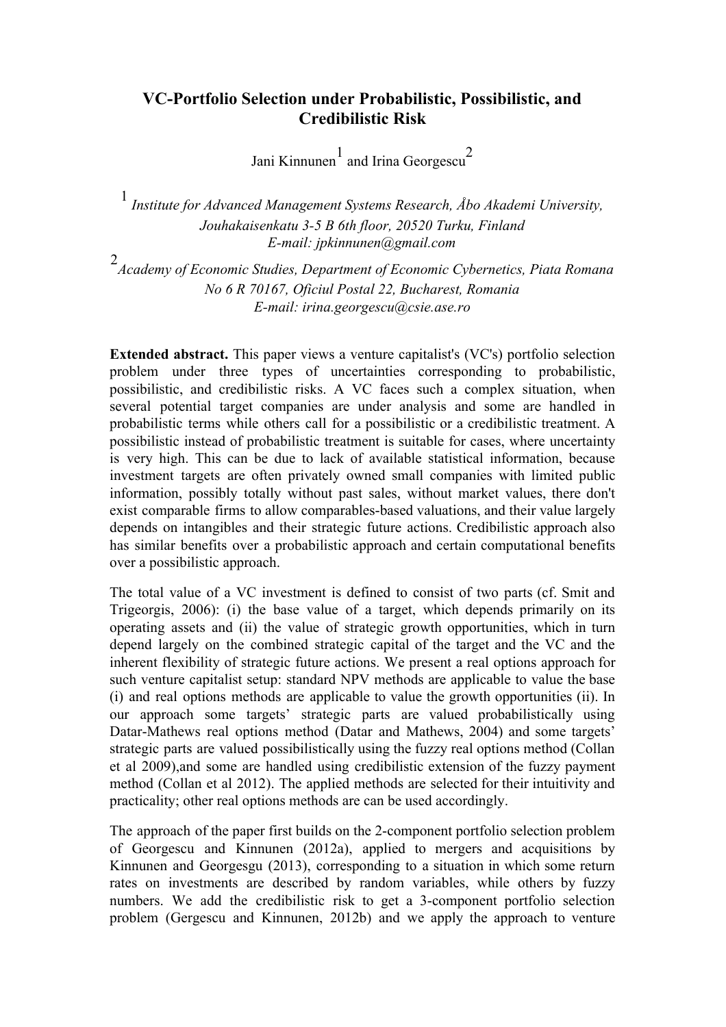# VC-Portfolio Selection under Probabilistic, Possibilistic, and Credibilistic Risk

Jani Kinnunen[1] and Irina Georgescu[2]

[1] *Institute for Advanced Management Systems Research, Åbo Akademi University, Jouhakaisenkatu 3-5 B 6th floor, 20520 Turku, Finland*
*E-mail: jpkinnunen@gmail.com*

[2] *Academy of Economic Studies, Department of Economic Cybernetics, Piata Romana No 6 R 70167, Oficiul Postal 22, Bucharest, Romania*
*E-mail: irina.georgescu@csie.ase.ro*

**Extended abstract.** This paper views a venture capitalist's (VC's) portfolio selection problem under three types of uncertainties corresponding to probabilistic, possibilistic, and credibilistic risks. A VC faces such a complex situation, when several potential target companies are under analysis and some are handled in probabilistic terms while others call for a possibilistic or a credibilistic treatment. A possibilistic instead of probabilistic treatment is suitable for cases, where uncertainty is very high. This can be due to lack of available statistical information, because investment targets are often privately owned small companies with limited public information, possibly totally without past sales, without market values, there don't exist comparable firms to allow comparables-based valuations, and their value largely depends on intangibles and their strategic future actions. Credibilistic approach also has similar benefits over a probabilistic approach and certain computational benefits over a possibilistic approach.

The total value of a VC investment is defined to consist of two parts (cf. Smit and Trigeorgis, 2006): (i) the base value of a target, which depends primarily on its operating assets and (ii) the value of strategic growth opportunities, which in turn depend largely on the combined strategic capital of the target and the VC and the inherent flexibility of strategic future actions. We present a real options approach for such venture capitalist setup: standard NPV methods are applicable to value the base (i) and real options methods are applicable to value the growth opportunities (ii). In our approach some targets' strategic parts are valued probabilistically using Datar-Mathews real options method (Datar and Mathews, 2004) and some targets' strategic parts are valued possibilistically using the fuzzy real options method (Collan et al 2009),and some are handled using credibilistic extension of the fuzzy payment method (Collan et al 2012). The applied methods are selected for their intuitivity and practicality; other real options methods are can be used accordingly.

The approach of the paper first builds on the 2-component portfolio selection problem of Georgescu and Kinnunen (2012a), applied to mergers and acquisitions by Kinnunen and Georgesgu (2013), corresponding to a situation in which some return rates on investments are described by random variables, while others by fuzzy numbers. We add the credibilistic risk to get a 3-component portfolio selection problem (Gergescu and Kinnunen, 2012b) and we apply the approach to venture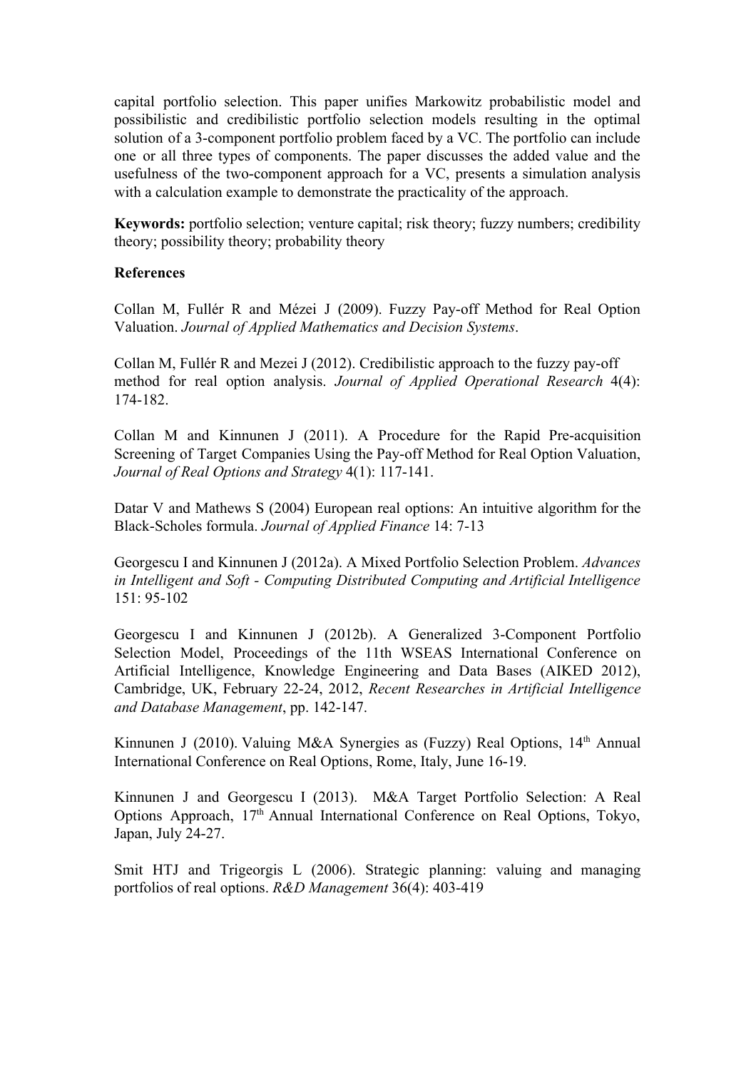capital portfolio selection. This paper unifies Markowitz probabilistic model and possibilistic and credibilistic portfolio selection models resulting in the optimal solution of a 3-component portfolio problem faced by a VC. The portfolio can include one or all three types of components. The paper discusses the added value and the usefulness of the two-component approach for a VC, presents a simulation analysis with a calculation example to demonstrate the practicality of the approach.

**Keywords:** portfolio selection; venture capital; risk theory; fuzzy numbers; credibility theory; possibility theory; probability theory

**References**

Collan M, Fullér R and Mézei J (2009). Fuzzy Pay-off Method for Real Option Valuation. *Journal of Applied Mathematics and Decision Systems*.

Collan M, Fullér R and Mezei J (2012). Credibilistic approach to the fuzzy pay-off method for real option analysis. *Journal of Applied Operational Research* 4(4): 174-182.

Collan M and Kinnunen J (2011). A Procedure for the Rapid Pre-acquisition Screening of Target Companies Using the Pay-off Method for Real Option Valuation, *Journal of Real Options and Strategy* 4(1): 117-141.

Datar V and Mathews S (2004) European real options: An intuitive algorithm for the Black-Scholes formula. *Journal of Applied Finance* 14: 7-13

Georgescu I and Kinnunen J (2012a). A Mixed Portfolio Selection Problem. *Advances in Intelligent and Soft - Computing Distributed Computing and Artificial Intelligence* 151: 95-102

Georgescu I and Kinnunen J (2012b). A Generalized 3-Component Portfolio Selection Model, Proceedings of the 11th WSEAS International Conference on Artificial Intelligence, Knowledge Engineering and Data Bases (AIKED 2012), Cambridge, UK, February 22-24, 2012, *Recent Researches in Artificial Intelligence and Database Management*, pp. 142-147.

Kinnunen J (2010). Valuing M&A Synergies as (Fuzzy) Real Options, 14th Annual International Conference on Real Options, Rome, Italy, June 16-19.

Kinnunen J and Georgescu I (2013). M&A Target Portfolio Selection: A Real Options Approach, 17th Annual International Conference on Real Options, Tokyo, Japan, July 24-27.

Smit HTJ and Trigeorgis L (2006). Strategic planning: valuing and managing portfolios of real options. *R&D Management* 36(4): 403-419